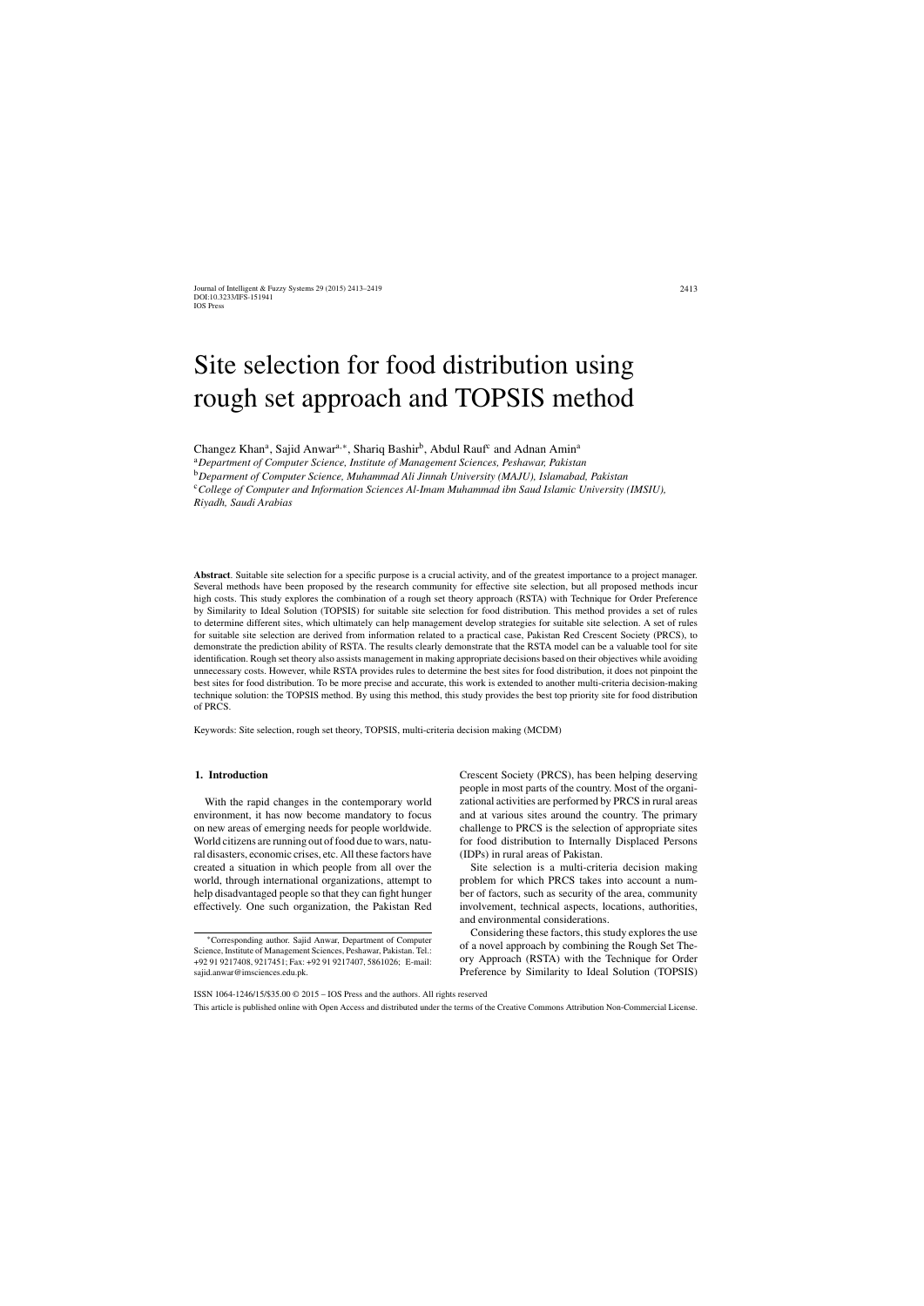# Site selection for food distribution using rough set approach and TOPSIS method

Changez Khan[a], Sajid Anwar[a,*], Shariq Bashir[b], Abdul Rauf[c] and Adnan Amin[a]

[a] *Department of Computer Science, Institute of Management Sciences, Peshawar, Pakistan*

[b] *Deparment of Computer Science, Muhammad Ali Jinnah University (MAJU), Islamabad, Pakistan*

[c] *College of Computer and Information Sciences Al-Imam Muhammad ibn Saud Islamic University (IMSIU), Riyadh, Saudi Arabias*

**Abstract**. Suitable site selection for a specific purpose is a crucial activity, and of the greatest importance to a project manager. Several methods have been proposed by the research community for effective site selection, but all proposed methods incur high costs. This study explores the combination of a rough set theory approach (RSTA) with Technique for Order Preference by Similarity to Ideal Solution (TOPSIS) for suitable site selection for food distribution. This method provides a set of rules to determine different sites, which ultimately can help management develop strategies for suitable site selection. A set of rules for suitable site selection are derived from information related to a practical case, Pakistan Red Crescent Society (PRCS), to demonstrate the prediction ability of RSTA. The results clearly demonstrate that the RSTA model can be a valuable tool for site identification. Rough set theory also assists management in making appropriate decisions based on their objectives while avoiding unnecessary costs. However, while RSTA provides rules to determine the best sites for food distribution, it does not pinpoint the best sites for food distribution. To be more precise and accurate, this work is extended to another multi-criteria decision-making technique solution: the TOPSIS method. By using this method, this study provides the best top priority site for food distribution of PRCS.

Keywords: Site selection, rough set theory, TOPSIS, multi-criteria decision making (MCDM)

## 1. Introduction

With the rapid changes in the contemporary world environment, it has now become mandatory to focus on new areas of emerging needs for people worldwide. World citizens are running out of food due to wars, natural disasters, economic crises, etc. All these factors have created a situation in which people from all over the world, through international organizations, attempt to help disadvantaged people so that they can fight hunger effectively. One such organization, the Pakistan Red Crescent Society (PRCS), has been helping deserving people in most parts of the country. Most of the organizational activities are performed by PRCS in rural areas and at various sites around the country. The primary challenge to PRCS is the selection of appropriate sites for food distribution to Internally Displaced Persons (IDPs) in rural areas of Pakistan.

Site selection is a multi-criteria decision making problem for which PRCS takes into account a number of factors, such as security of the area, community involvement, technical aspects, locations, authorities, and environmental considerations.

Considering these factors, this study explores the use of a novel approach by combining the Rough Set Theory Approach (RSTA) with the Technique for Order Preference by Similarity to Ideal Solution (TOPSIS)

*Corresponding author. Sajid Anwar, Department of Computer Science, Institute of Management Sciences, Peshawar, Pakistan. Tel.: +92 91 9217408, 9217451; Fax: +92 91 9217407, 5861026; E-mail: sajid.anwar@imsciences.edu.pk.

ISSN 1064-1246/15/$35.00 © 2015 – IOS Press and the authors. All rights reserved

This article is published online with Open Access and distributed under the terms of the Creative Commons Attribution Non-Commercial License.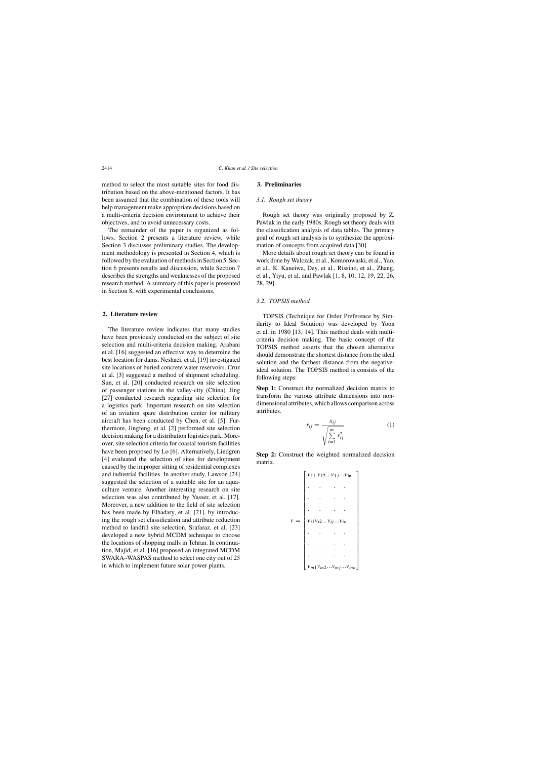method to select the most suitable sites for food distribution based on the above-mentioned factors. It has been assumed that the combination of these tools will help management make appropriate decisions based on a multi-criteria decision environment to achieve their objectives, and to avoid unnecessary costs.

The remainder of the paper is organized as follows. Section 2 presents a literature review, while Section 3 discusses preliminary studies. The development methodology is presented in Section 4, which is followed by the evaluation of methods in Section 5. Section 6 presents results and discussion, while Section 7 describes the strengths and weaknesses of the proposed research method. A summary of this paper is presented in Section 8, with experimental conclusions.

## 2. Literature review

The literature review indicates that many studies have been previously conducted on the subject of site selection and multi-criteria decision making. Arabani et al. [16] suggested an effective way to determine the best location for dams. Neshaei, et al. [19] investigated site locations of buried concrete water reservoirs. Cruz et al. [3] suggested a method of shipment scheduling. Sun, et al. [20] conducted research on site selection of passenger stations in the valley-city (China). Jing [27] conducted research regarding site selection for a logistics park. Important research on site selection of an aviation spare distribution center for military aircraft has been conducted by Chen, et al. [5]. Furthermore, Jingfeng, et al. [2] performed site selection decision making for a distribution logistics park. Moreover, site selection criteria for coastal tourism facilities have been proposed by Lo [6]. Alternatively, Lindgren [4] evaluated the selection of sites for development caused by the improper sitting of residential complexes and industrial facilities. In another study, Lawson [24] suggested the selection of a suitable site for an aquaculture venture. Another interesting research on site selection was also contributed by Yasser, et al. [17]. Moreover, a new addition to the field of site selection has been made by Elhadary, et al. [21], by introducing the rough set classification and attribute reduction method to landfill site selection. Srafaraz, et al. [23] developed a new hybrid MCDM technique to choose the locations of shopping malls in Tehran. In continuation, Majid, et al. [16] proposed an integrated MCDM SWARA–WASPAS method to select one city out of 25 in which to implement future solar power plants.

## 3. Preliminaries

### 3.1. Rough set theory

Rough set theory was originally proposed by Z. Pawlak in the early 1980s. Rough set theory deals with the classification analysis of data tables. The primary goal of rough set analysis is to synthesize the approximation of concepts from acquired data [30].

More details about rough set theory can be found in work done by Walczak, et al., Komorowaski, et al., Yao, et al., K. Kaneiwa, Dey, et al., Rissino, et al., Zhang, et al., Yiyu, et al. and Pawlak [1, 8, 10, 12, 19, 22, 26, 28, 29].

### 3.2. TOPSIS method

TOPSIS (Technique for Order Preference by Similarity to Ideal Solution) was developed by Yoon et al. in 1980 [13, 14]. This method deals with multi-criteria decision making. The basic concept of the TOPSIS method asserts that the chosen alternative should demonstrate the shortest distance from the ideal solution and the farthest distance from the negative-ideal solution. The TOPSIS method is consists of the following steps:

**Step 1:** Construct the normalized decision matrix to transform the various attribute dimensions into non-dimensional attributes, which allows comparison across attributes.

$$r_{ij} = \frac{x_{ij}}{\sqrt{\sum_{i=1}^{m} x_{ij}^2}} \tag{1}$$

**Step 2:** Construct the weighted normalized decision matrix.

$$v = \begin{bmatrix} v_{11}\ v_{12} \ldots v_{1j} \ldots v_{1n} \\ . \quad . \quad . \quad . \\ . \quad . \quad . \quad . \\ . \quad . \quad . \quad . \\ v_{i1} v_{i2} \ldots v_{ij} \ldots v_{in} \\ . \quad . \quad . \quad . \\ . \quad . \quad . \quad . \\ . \quad . \quad . \quad . \\ v_{m1} v_{m2} \ldots v_{mj} \ldots v_{mn} \end{bmatrix}$$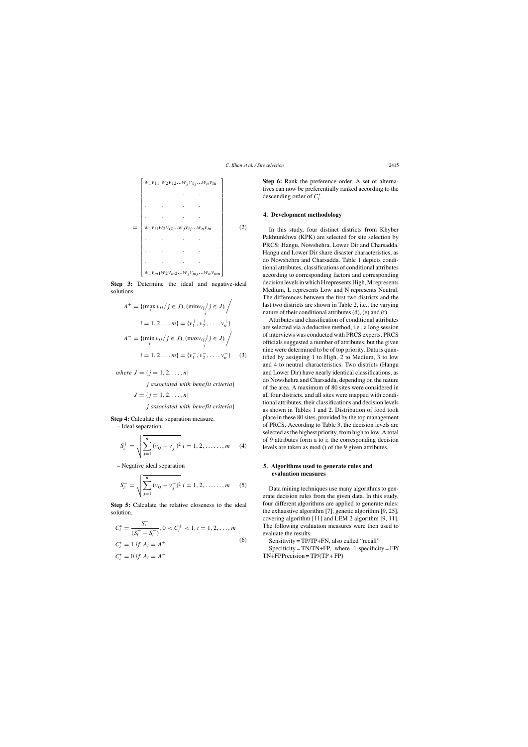$$
= \begin{bmatrix} w_1 v_{11} \; w_2 v_{12} \ldots w_j v_{1j} \ldots w_n v_{\ln} \\ . \quad . \quad . \quad . \\ . \quad . \quad . \quad . \\ . \quad . \quad . \quad . \\ w_1 v_{i1} w_2 v_{i2} \ldots w_j v_{ij} \ldots w_n v_{in} \\ . \quad . \quad . \quad . \\ . \quad . \quad . \quad . \\ . \quad . \quad . \quad . \\ w_1 v_{m1} w_2 v_{m2} \ldots w_j v_{mj} \ldots w_n v_{mn} \end{bmatrix} \tag{2}
$$

**Step 3:** Determine the ideal and negative-ideal solutions.

$$
\begin{aligned}
A^+ &= \{(\max_i v_{ij} \big/ j \in J), (\min_i v_{ij} \big/ j \in J) \bigg/ \\
& \quad i = 1, 2, \ldots m\} = \{v_1^+, v_2^+, \ldots, v_n^+\} \\
A^- &= \{(\min_i v_{ij} \big/ j \in J), (\max_i v_{ij} \big/ j \in J) \bigg/ \\
& \quad i = 1, 2, \ldots m\} = \{v_1^-, v_2^-, \ldots, v_n^-\}
\end{aligned} \tag{3}
$$

$$
\begin{aligned}
\textit{where } J &= \{j = 1, 2, \ldots, n | \\
& \quad j \textit{ associated with benefit criteria}\} \\
J &= \{j = 1, 2, \ldots, n | \\
& \quad j \textit{ associated with benefit criteria}\}
\end{aligned}
$$

**Step 4:** Calculate the separation measure.

– Ideal separation

$$
S_i^+ = \sqrt{\sum_{j=1}^{n} (v_{ij} - v_j^-)^2} \; i = 1, 2, \ldots \ldots, m \tag{4}
$$

– Negative ideal separation

$$
S_i^- = \sqrt{\sum_{j=1}^{n} (v_{ij} - v_j^-)^2} \; i = 1, 2, \ldots \ldots, m \tag{5}
$$

**Step 5:** Calculate the relative closeness to the ideal solution.

$$
\begin{aligned}
C_i^* &= \frac{S_i^-}{(S_i^+ + S_i^-)}, 0 < C_i^+ < 1, i = 1, 2, \ldots, m \\
C_i^* &= 1 \; if \; A_i = A^+ \\
C_i^* &= 0 \; if \; A_i = A^-
\end{aligned} \tag{6}
$$

**Step 6:** Rank the preference order. A set of alternatives can now be preferentially ranked according to the descending order of $C_i^*$.

## 4. Development methodology

In this study, four distinct districts from Khyber Pakhtunkhwa (KPK) are selected for site selection by PRCS: Hangu, Nowshehra, Lower Dir and Charsadda. Hangu and Lower Dir share disaster characteristics, as do Nowshehra and Charsadda. Table 1 depicts conditional attributes, classifications of conditional attributes according to corresponding factors and corresponding decision levels in which H represents High, M represents Medium, L represents Low and N represents Neutral. The differences between the first two districts and the last two districts are shown in Table 2, i.e., the varying nature of their conditional attributes (d), (e) and (f).

Attributes and classification of conditional attributes are selected via a deductive method, i.e., a long session of interviews was conducted with PRCS experts. PRCS officials suggested a number of attributes, but the given nine were determined to be of top priority. Data is quantified by assigning 1 to High, 2 to Medium, 3 to low and 4 to neutral characteristics. Two districts (Hangu and Lower Dir) have nearly identical classifications, as do Nowshehra and Charsadda, depending on the nature of the area. A maximum of 80 sites were considered in all four districts, and all sites were mapped with conditional attributes, their classifications and decision levels as shown in Tables 1 and 2. Distribution of food took place in these 80 sites, provided by the top management of PRCS. According to Table 3, the decision levels are selected as the highest priority, from high to low. A total of 9 attributes form a to i; the corresponding decision levels are taken as mod () of the 9 given attributes.

## 5. Algorithms used to generate rules and evaluation measures

Data mining techniques use many algorithms to generate decision rules from the given data. In this study, four different algorithms are applied to generate rules: the exhaustive algorithm [7], genetic algorithm [9, 25], covering algorithm [11] and LEM 2 algorithm [9, 11]. The following evaluation measures were then used to evaluate the results.

Sensitivity = TP/TP+FN, also called "recall"

Specificity = TN/TN+FP, where 1-specificity = FP/TN+FPPrecision = TP/(TP + FP)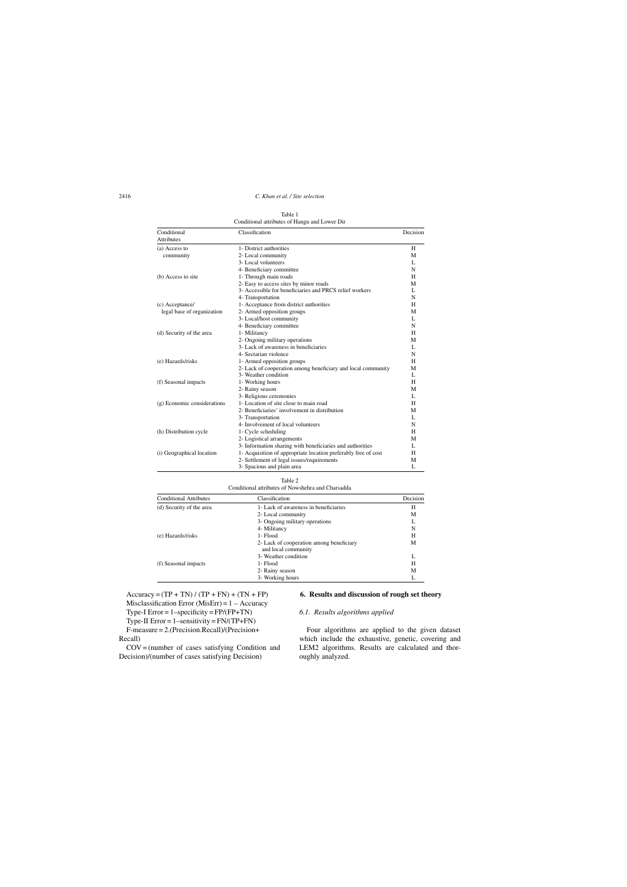Table 1
Conditional attributes of Hangu and Lower Dir

| Conditional Attributes | Classification | Decision |
|---|---|---|
| (a) Access to community | 1- District authorities | H |
| | 2- Local community | M |
| | 3- Local volunteers | L |
| | 4- Beneficiary committee | N |
| (b) Access to site | 1- Through main roads | H |
| | 2- Easy to access sites by minor roads | M |
| | 3- Accessible for beneficiaries and PRCS relief workers | L |
| | 4- Transportation | N |
| (c) Acceptance/ legal base of organization | 1- Acceptance from district authorities | H |
| | 2- Armed opposition groups | M |
| | 3- Local/host community | L |
| | 4- Beneficiary committee | N |
| (d) Security of the area | 1- Militancy | H |
| | 2- Ongoing military operations | M |
| | 3- Lack of awareness in beneficiaries | L |
| | 4- Sectarian violence | N |
| (e) Hazards/risks | 1- Armed opposition groups | H |
| | 2- Lack of cooperation among beneficiary and local community | M |
| | 3- Weather condition | L |
| (f) Seasonal impacts | 1- Working hours | H |
| | 2- Rainy season | M |
| | 3- Religious ceremonies | L |
| (g) Economic considerations | 1- Location of site close to main road | H |
| | 2- Beneficiaries' involvement in distribution | M |
| | 3- Transportation | L |
| | 4- Involvement of local volunteers | N |
| (h) Distribution cycle | 1- Cycle scheduling | H |
| | 2- Logistical arrangements | M |
| | 3- Information sharing with beneficiaries and authorities | L |
| (i) Geographical location | 1- Acquisition of appropriate location preferably free of cost | H |
| | 2- Settlement of legal issues/requirements | M |
| | 3- Spacious and plain area | L |

Table 2
Conditional attributes of Nowshehra and Charsadda

| Conditional Attributes | Classification | Decision |
|---|---|---|
| (d) Security of the area | 1- Lack of awareness in beneficiaries | H |
| | 2- Local community | M |
| | 3- Ongoing military operations | L |
| | 4- Militancy | N |
| (e) Hazards/risks | 1- Flood | H |
| | 2- Lack of cooperation among beneficiary and local community | M |
| | 3- Weather condition | L |
| (f) Seasonal impacts | 1- Flood | H |
| | 2- Rainy season | M |
| | 3- Working hours | L |

Accuracy = (TP + TN) / (TP + FN) + (TN + FP)

Misclassification Error (MisErr) = 1 – Accuracy

Type-I Error = 1–specificity = FP/(FP+TN)

Type-II Error = 1–sensitivity = FN/(TP+FN)

F-measure = 2.(Precision.Recall)/(Precision+ Recall)

COV = (number of cases satisfying Condition and Decision)/(number of cases satisfying Decision)

## 6. Results and discussion of rough set theory

### *6.1. Results algorithms applied*

Four algorithms are applied to the given dataset which include the exhaustive, genetic, covering and LEM2 algorithms. Results are calculated and thoroughly analyzed.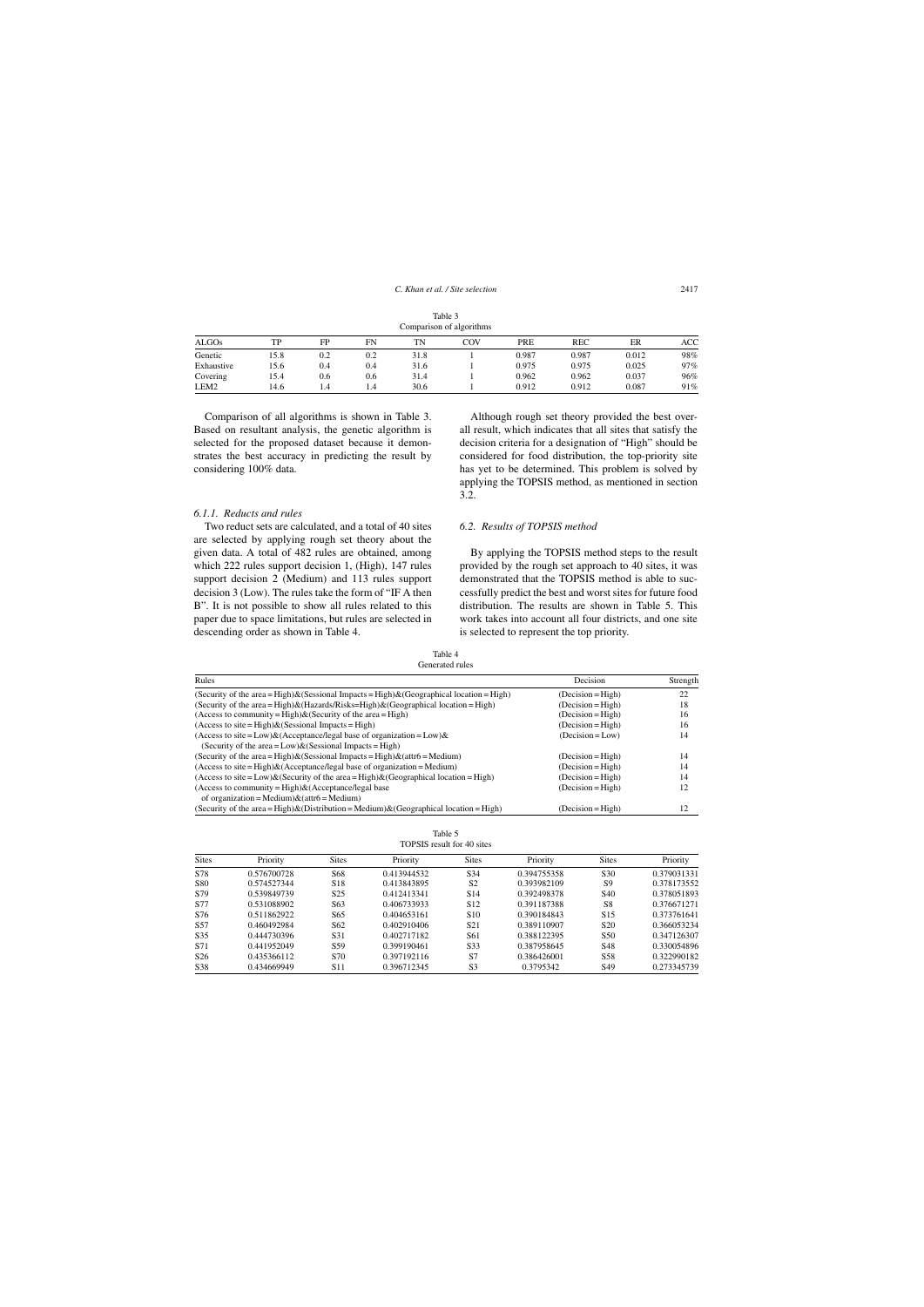Table 3
Comparison of algorithms

| ALGOs | TP | FP | FN | TN | COV | PRE | REC | ER | ACC |
|---|---|---|---|---|---|---|---|---|---|
| Genetic | 15.8 | 0.2 | 0.2 | 31.8 | 1 | 0.987 | 0.987 | 0.012 | 98% |
| Exhaustive | 15.6 | 0.4 | 0.4 | 31.6 | 1 | 0.975 | 0.975 | 0.025 | 97% |
| Covering | 15.4 | 0.6 | 0.6 | 31.4 | 1 | 0.962 | 0.962 | 0.037 | 96% |
| LEM2 | 14.6 | 1.4 | 1.4 | 30.6 | 1 | 0.912 | 0.912 | 0.087 | 91% |

Comparison of all algorithms is shown in Table 3. Based on resultant analysis, the genetic algorithm is selected for the proposed dataset because it demonstrates the best accuracy in predicting the result by considering 100% data.

#### *6.1.1. Reducts and rules*

Two reduct sets are calculated, and a total of 40 sites are selected by applying rough set theory about the given data. A total of 482 rules are obtained, among which 222 rules support decision 1, (High), 147 rules support decision 2 (Medium) and 113 rules support decision 3 (Low). The rules take the form of "IF A then B". It is not possible to show all rules related to this paper due to space limitations, but rules are selected in descending order as shown in Table 4.

Although rough set theory provided the best overall result, which indicates that all sites that satisfy the decision criteria for a designation of "High" should be considered for food distribution, the top-priority site has yet to be determined. This problem is solved by applying the TOPSIS method, as mentioned in section 3.2.

### *6.2. Results of TOPSIS method*

By applying the TOPSIS method steps to the result provided by the rough set approach to 40 sites, it was demonstrated that the TOPSIS method is able to successfully predict the best and worst sites for future food distribution. The results are shown in Table 5. This work takes into account all four districts, and one site is selected to represent the top priority.

Table 4
Generated rules

| Rules | Decision | Strength |
|---|---|---|
| (Security of the area = High)&(Sessional Impacts = High)&(Geographical location = High) | (Decision = High) | 22 |
| (Security of the area = High)&(Hazards/Risks=High)&(Geographical location = High) | (Decision = High) | 18 |
| (Access to community = High)&(Security of the area = High) | (Decision = High) | 16 |
| (Access to site = High)&(Sessional Impacts = High) | (Decision = High) | 16 |
| (Access to site = Low)&(Acceptance/legal base of organization = Low)& (Security of the area = Low)&(Sessional Impacts = High) | (Decision = Low) | 14 |
| (Security of the area = High)&(Sessional Impacts = High)&(attr6 = Medium) | (Decision = High) | 14 |
| (Access to site = High)&(Acceptance/legal base of organization = Medium) | (Decision = High) | 14 |
| (Access to site = Low)&(Security of the area = High)&(Geographical location = High) | (Decision = High) | 14 |
| (Access to community = High)&(Acceptance/legal base of organization = Medium)&(attr6 = Medium) | (Decision = High) | 12 |
| (Security of the area = High)&(Distribution = Medium)&(Geographical location = High) | (Decision = High) | 12 |

Table 5
TOPSIS result for 40 sites

| Sites | Priority | Sites | Priority | Sites | Priority | Sites | Priority |
|---|---|---|---|---|---|---|---|
| S78 | 0.576700728 | S68 | 0.413944532 | S34 | 0.394755358 | S30 | 0.379031331 |
| S80 | 0.574527344 | S18 | 0.413843895 | S2 | 0.393982109 | S9 | 0.378173552 |
| S79 | 0.539849739 | S25 | 0.412413341 | S14 | 0.392498378 | S40 | 0.378051893 |
| S77 | 0.531088902 | S63 | 0.406733933 | S12 | 0.391187388 | S8 | 0.376671271 |
| S76 | 0.511862922 | S65 | 0.404653161 | S10 | 0.390184843 | S15 | 0.373761641 |
| S57 | 0.460492984 | S62 | 0.402910406 | S21 | 0.389110907 | S20 | 0.366053234 |
| S35 | 0.444730396 | S31 | 0.402717182 | S61 | 0.388122395 | S50 | 0.347126307 |
| S71 | 0.441952049 | S59 | 0.399190461 | S33 | 0.387958645 | S48 | 0.330054896 |
| S26 | 0.435366112 | S70 | 0.397192116 | S7 | 0.386426001 | S58 | 0.322990182 |
| S38 | 0.434669949 | S11 | 0.396712345 | S3 | 0.3795342 | S49 | 0.273345739 |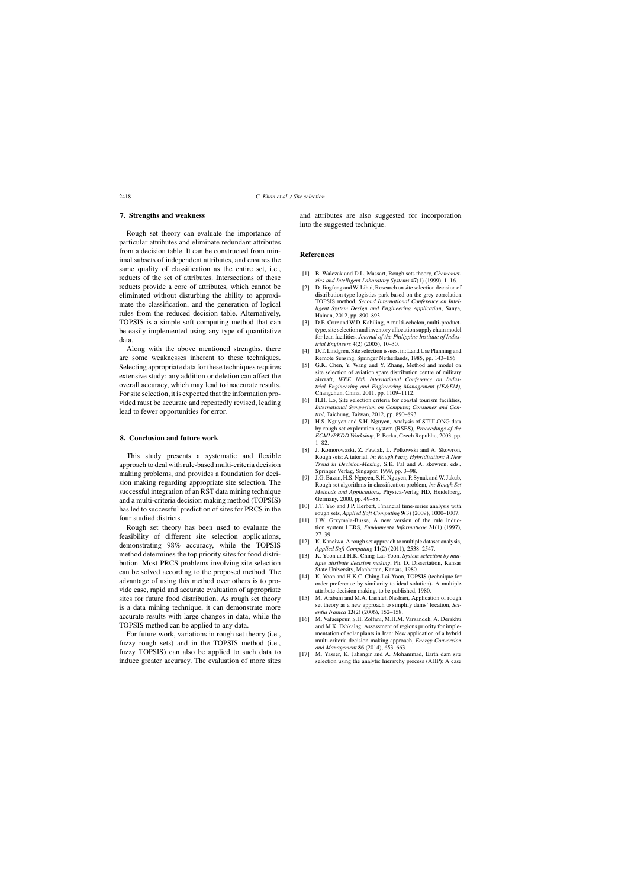## 7. Strengths and weakness

Rough set theory can evaluate the importance of particular attributes and eliminate redundant attributes from a decision table. It can be constructed from minimal subsets of independent attributes, and ensures the same quality of classification as the entire set, i.e., reducts of the set of attributes. Intersections of these reducts provide a core of attributes, which cannot be eliminated without disturbing the ability to approximate the classification, and the generation of logical rules from the reduced decision table. Alternatively, TOPSIS is a simple soft computing method that can be easily implemented using any type of quantitative data.

Along with the above mentioned strengths, there are some weaknesses inherent to these techniques. Selecting appropriate data for these techniques requires extensive study; any addition or deletion can affect the overall accuracy, which may lead to inaccurate results. For site selection, it is expected that the information provided must be accurate and repeatedly revised, leading lead to fewer opportunities for error.

## 8. Conclusion and future work

This study presents a systematic and flexible approach to deal with rule-based multi-criteria decision making problems, and provides a foundation for decision making regarding appropriate site selection. The successful integration of an RST data mining technique and a multi-criteria decision making method (TOPSIS) has led to successful prediction of sites for PRCS in the four studied districts.

Rough set theory has been used to evaluate the feasibility of different site selection applications, demonstrating 98% accuracy, while the TOPSIS method determines the top priority sites for food distribution. Most PRCS problems involving site selection can be solved according to the proposed method. The advantage of using this method over others is to provide ease, rapid and accurate evaluation of appropriate sites for future food distribution. As rough set theory is a data mining technique, it can demonstrate more accurate results with large changes in data, while the TOPSIS method can be applied to any data.

For future work, variations in rough set theory (i.e., fuzzy rough sets) and in the TOPSIS method (i.e., fuzzy TOPSIS) can also be applied to such data to induce greater accuracy. The evaluation of more sites and attributes are also suggested for incorporation into the suggested technique.

## References

[1] B. Walczak and D.L. Massart, Rough sets theory, *Chemometrics and Intelligent Laboratory Systems* **47**(1) (1999), 1–16.

[2] D. Jingfeng and W. Lihai, Research on site selection decision of distribution type logistics park based on the grey correlation TOPSIS method, *Second International Conference on Intelligent System Design and Engineering Application*, Sanya, Hainan, 2012, pp. 890–893.

[3] D.E. Cruz and W.D. Kabiling, A multi-echelon, multi-product-type, site selection and inventory allocation supply chain model for lean facilities, *Journal of the Philippine Institute of Industrial Engineers* **4**(2) (2005), 10–30.

[4] D.T. Lindgren, Site selection issues, in: Land Use Planning and Remote Sensing, Springer Netherlands, 1985, pp. 143–156.

[5] G.K. Chen, Y. Wang and Y. Zhang, Method and model on site selection of aviation spare distribution centre of military aircraft, *IEEE 18th International Conference on Industrial Engineering and Engineering Management (IE&EM)*, Changchun, China, 2011, pp. 1109–1112.

[6] H.H. Lo, Site selection criteria for coastal tourism facilities, *International Symposium on Computer, Consumer and Control*, Taichung, Taiwan, 2012, pp. 890–893.

[7] H.S. Nguyen and S.H. Nguyen, Analysis of STULONG data by rough set exploration system (RSES), *Proceedings of the ECML/PKDD Workshop*, P. Berka, Czech Republic, 2003, pp. 1–82.

[8] J. Komorowaski, Z. Pawlak, L. Polkowski and A. Skowron, Rough sets: A tutorial, *in: Rough Fuzzy Hybridization: A New Trend in Decision-Making*, S.K. Pal and A. skowron, eds., Springer Verlag, Singapor, 1999, pp. 3–98.

[9] J.G. Bazan, H.S. Nguyen, S.H. Nguyen, P. Synak and W. Jakub, Rough set algorithms in classification problem, *in: Rough Set Methods and Applications*, Physica-Verlag HD, Heidelberg, Germany, 2000, pp. 49–88.

[10] J.T. Yao and J.P. Herbert, Financial time-series analysis with rough sets, *Applied Soft Computing* **9**(3) (2009), 1000–1007.

[11] J.W. Grzymala-Busse, A new version of the rule induction system LERS, *Fundamenta Informaticae* **31**(1) (1997), 27–39.

[12] K. Kaneiwa, A rough set approach to multiple dataset analysis, *Applied Soft Computing* **11**(2) (2011), 2538–2547.

[13] K. Yoon and H.K. Ching-Lai-Yoon, *System selection by multiple attribute decision making*, Ph. D. Dissertation, Kansas State University, Manhattan, Kansas, 1980.

[14] K. Yoon and H.K.C. Ching-Lai-Yoon, TOPSIS (technique for order preference by similarity to ideal solution)- A multiple attribute decision making, to be published, 1980.

[15] M. Arabani and M.A. Lashteh Nashaei, Application of rough set theory as a new approach to simplify dams' location, *Scientia Iranica* **13**(2) (2006), 152–158.

[16] M. Vafaeipour, S.H. Zolfani, M.H.M. Varzandeh, A. Derakhti and M.K. Eshkalag, Assessment of regions priority for implementation of solar plants in Iran: New application of a hybrid multi-criteria decision making approach, *Energy Conversion and Management* **86** (2014), 653–663.

[17] M. Yasser, K. Jahangir and A. Mohammad, Earth dam site selection using the analytic hierarchy process (AHP): A case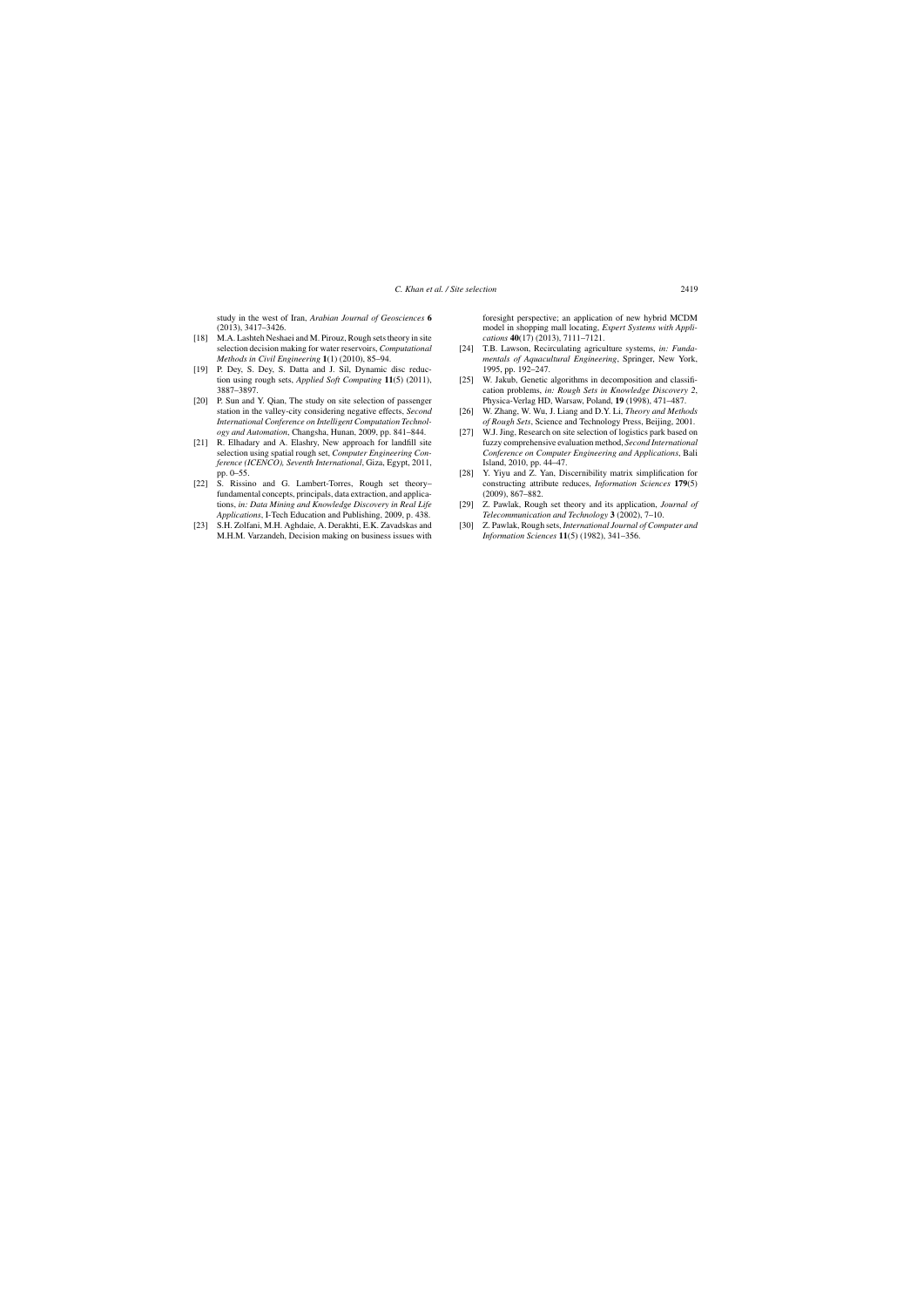study in the west of Iran, *Arabian Journal of Geosciences* **6** (2013), 3417–3426.

[18] M.A. Lashteh Neshaei and M. Pirouz, Rough sets theory in site selection decision making for water reservoirs, *Computational Methods in Civil Engineering* **1**(1) (2010), 85–94.

[19] P. Dey, S. Dey, S. Datta and J. Sil, Dynamic disc reduction using rough sets, *Applied Soft Computing* **11**(5) (2011), 3887–3897.

[20] P. Sun and Y. Qian, The study on site selection of passenger station in the valley-city considering negative effects, *Second International Conference on Intelligent Computation Technology and Automation*, Changsha, Hunan, 2009, pp. 841–844.

[21] R. Elhadary and A. Elashry, New approach for landfill site selection using spatial rough set, *Computer Engineering Conference (ICENCO), Seventh International*, Giza, Egypt, 2011, pp. 0–55.

[22] S. Rissino and G. Lambert-Torres, Rough set theory–fundamental concepts, principals, data extraction, and applications, *in: Data Mining and Knowledge Discovery in Real Life Applications*, I-Tech Education and Publishing, 2009, p. 438.

[23] S.H. Zolfani, M.H. Aghdaie, A. Derakhti, E.K. Zavadskas and M.H.M. Varzandeh, Decision making on business issues with foresight perspective; an application of new hybrid MCDM model in shopping mall locating, *Expert Systems with Applications* **40**(17) (2013), 7111–7121.

[24] T.B. Lawson, Recirculating agriculture systems, *in: Fundamentals of Aquacultural Engineering*, Springer, New York, 1995, pp. 192–247.

[25] W. Jakub, Genetic algorithms in decomposition and classification problems, *in: Rough Sets in Knowledge Discovery 2*, Physica-Verlag HD, Warsaw, Poland, **19** (1998), 471–487.

[26] W. Zhang, W. Wu, J. Liang and D.Y. Li, *Theory and Methods of Rough Sets*, Science and Technology Press, Beijing, 2001.

[27] W.J. Jing, Research on site selection of logistics park based on fuzzy comprehensive evaluation method, *Second International Conference on Computer Engineering and Applications*, Bali Island, 2010, pp. 44–47.

[28] Y. Yiyu and Z. Yan, Discernibility matrix simplification for constructing attribute reduces, *Information Sciences* **179**(5) (2009), 867–882.

[29] Z. Pawlak, Rough set theory and its application, *Journal of Telecommunication and Technology* **3** (2002), 7–10.

[30] Z. Pawlak, Rough sets, *International Journal of Computer and Information Sciences* **11**(5) (1982), 341–356.